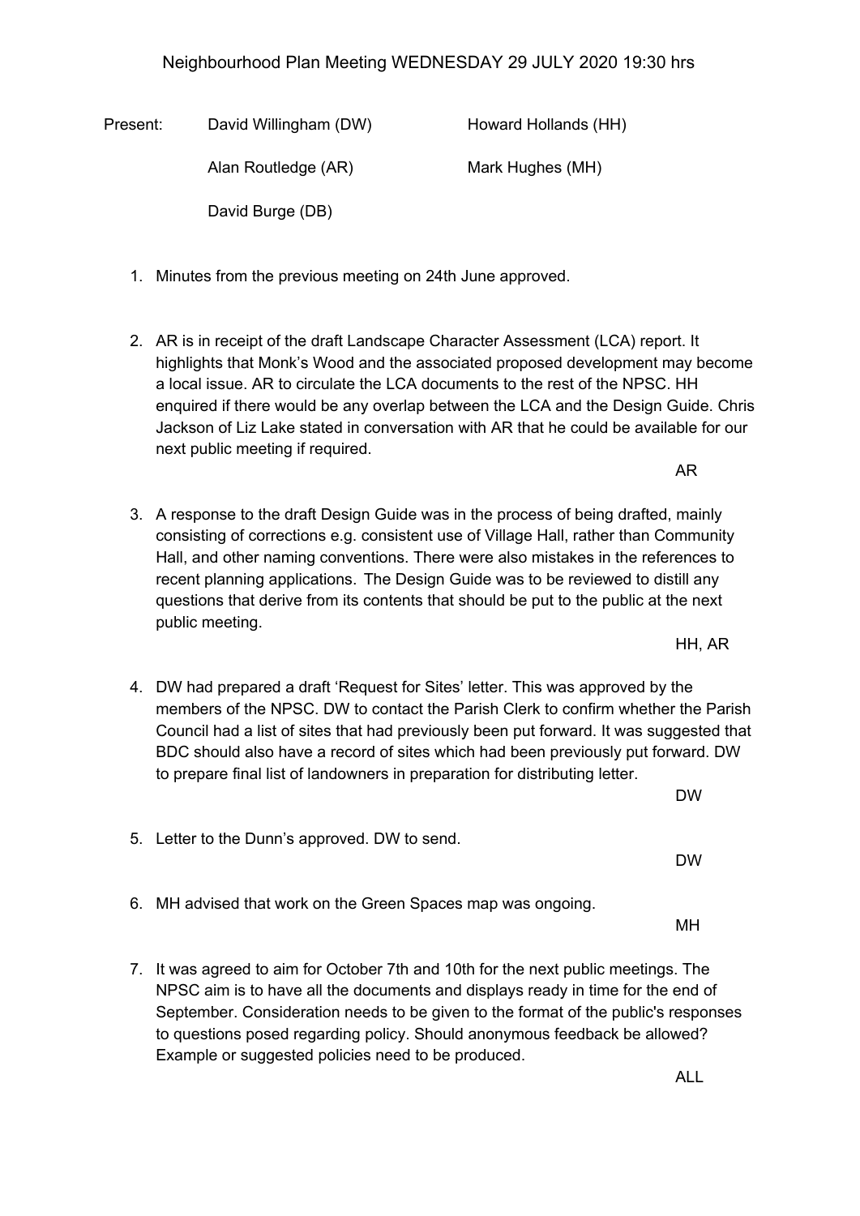# Neighbourhood Plan Meeting WEDNESDAY 29 JULY 2020 19:30 hrs

| Present: | David Willingham (DW) | Howard Hollands (HH) |
| --- | --- | --- |
| | Alan Routledge (AR) | Mark Hughes (MH) |
| | David Burge (DB) | |

1. Minutes from the previous meeting on 24th June approved.

2. AR is in receipt of the draft Landscape Character Assessment (LCA) report. It highlights that Monk's Wood and the associated proposed development may become a local issue. AR to circulate the LCA documents to the rest of the NPSC. HH enquired if there would be any overlap between the LCA and the Design Guide. Chris Jackson of Liz Lake stated in conversation with AR that he could be available for our next public meeting if required.

   AR

3. A response to the draft Design Guide was in the process of being drafted, mainly consisting of corrections e.g. consistent use of Village Hall, rather than Community Hall, and other naming conventions. There were also mistakes in the references to recent planning applications. The Design Guide was to be reviewed to distill any questions that derive from its contents that should be put to the public at the next public meeting.

   HH, AR

4. DW had prepared a draft 'Request for Sites' letter. This was approved by the members of the NPSC. DW to contact the Parish Clerk to confirm whether the Parish Council had a list of sites that had previously been put forward. It was suggested that BDC should also have a record of sites which had been previously put forward. DW to prepare final list of landowners in preparation for distributing letter.

   DW

5. Letter to the Dunn's approved. DW to send.

   DW

6. MH advised that work on the Green Spaces map was ongoing.

   MH

7. It was agreed to aim for October 7th and 10th for the next public meetings. The NPSC aim is to have all the documents and displays ready in time for the end of September. Consideration needs to be given to the format of the public's responses to questions posed regarding policy. Should anonymous feedback be allowed? Example or suggested policies need to be produced.

   ALL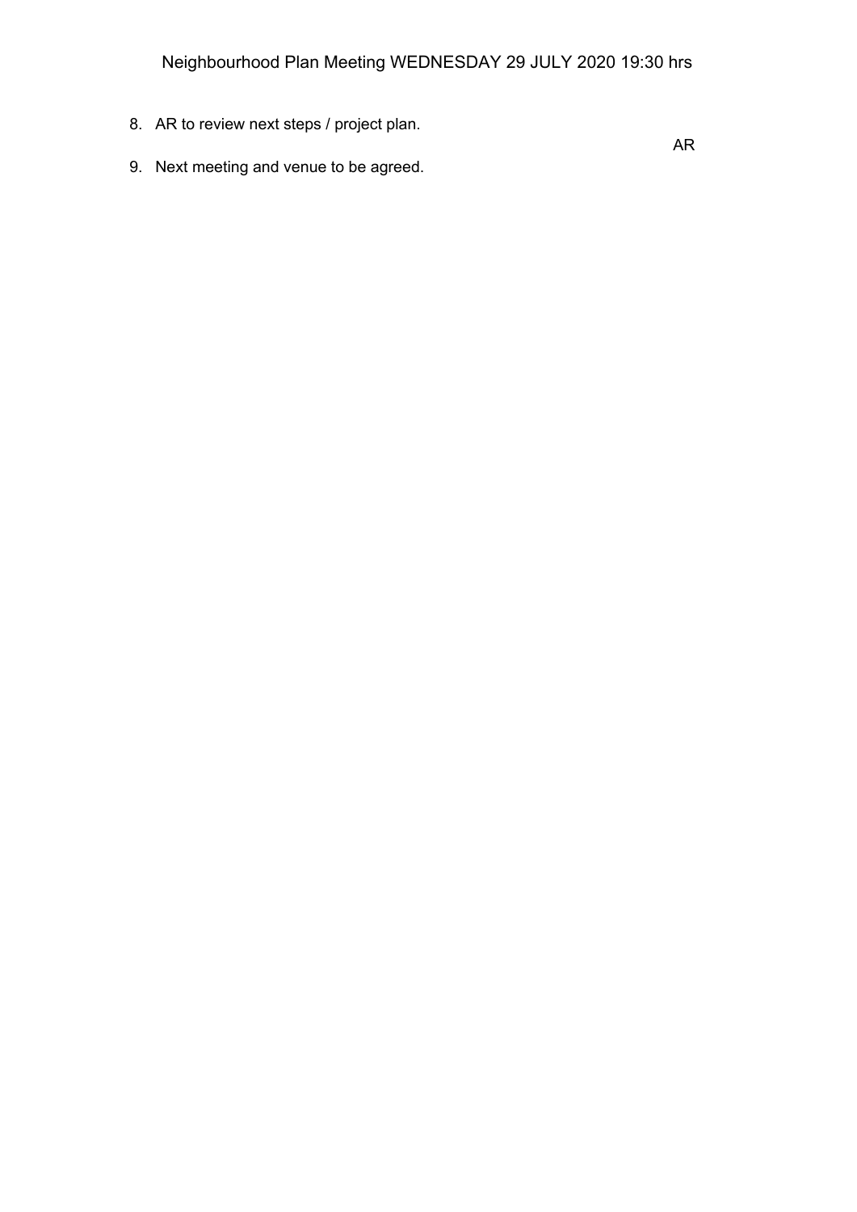8. AR to review next steps / project plan. **AR**

9. Next meeting and venue to be agreed.